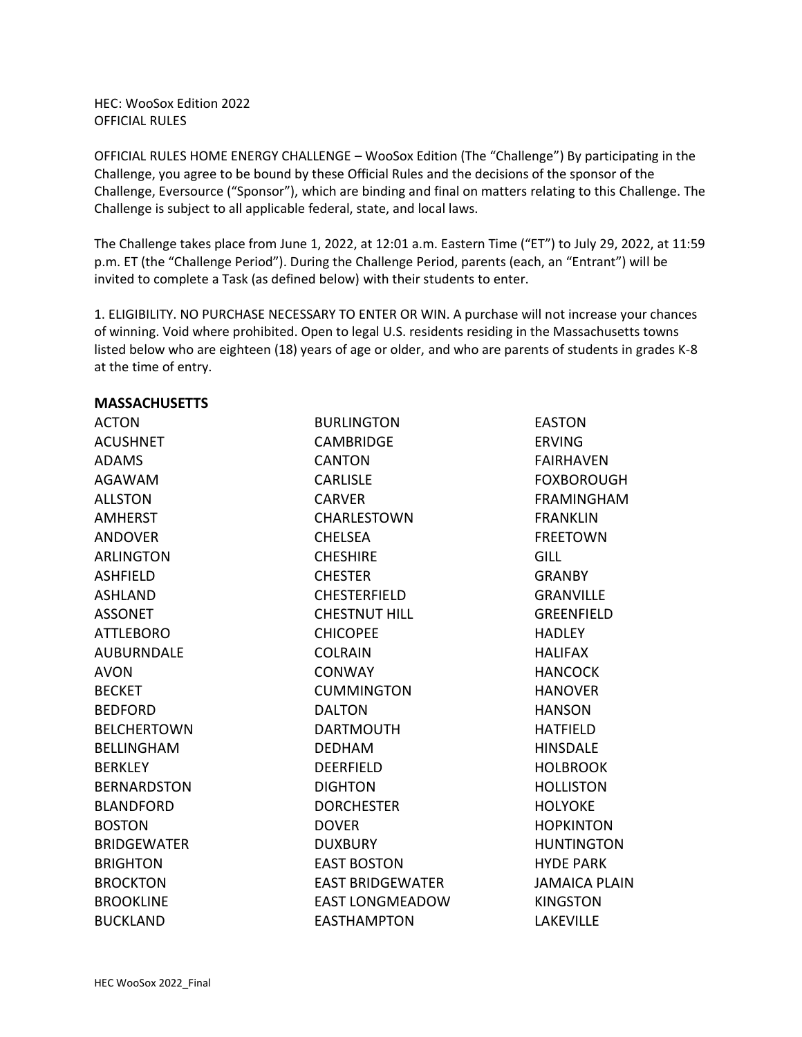HEC: WooSox Edition 2022
OFFICIAL RULES

OFFICIAL RULES HOME ENERGY CHALLENGE – WooSox Edition (The "Challenge") By participating in the Challenge, you agree to be bound by these Official Rules and the decisions of the sponsor of the Challenge, Eversource ("Sponsor"), which are binding and final on matters relating to this Challenge. The Challenge is subject to all applicable federal, state, and local laws.

The Challenge takes place from June 1, 2022, at 12:01 a.m. Eastern Time ("ET") to July 29, 2022, at 11:59 p.m. ET (the "Challenge Period"). During the Challenge Period, parents (each, an "Entrant") will be invited to complete a Task (as defined below) with their students to enter.

1. ELIGIBILITY. NO PURCHASE NECESSARY TO ENTER OR WIN. A purchase will not increase your chances of winning. Void where prohibited. Open to legal U.S. residents residing in the Massachusetts towns listed below who are eighteen (18) years of age or older, and who are parents of students in grades K-8 at the time of entry.

**MASSACHUSETTS**

ACTON
ACUSHNET
ADAMS
AGAWAM
ALLSTON
AMHERST
ANDOVER
ARLINGTON
ASHFIELD
ASHLAND
ASSONET
ATTLEBORO
AUBURNDALE
AVON
BECKET
BEDFORD
BELCHERTOWN
BELLINGHAM
BERKLEY
BERNARDSTON
BLANDFORD
BOSTON
BRIDGEWATER
BRIGHTON
BROCKTON
BROOKLINE
BUCKLAND
BURLINGTON
CAMBRIDGE
CANTON
CARLISLE
CARVER
CHARLESTOWN
CHELSEA
CHESHIRE
CHESTER
CHESTERFIELD
CHESTNUT HILL
CHICOPEE
COLRAIN
CONWAY
CUMMINGTON
DALTON
DARTMOUTH
DEDHAM
DEERFIELD
DIGHTON
DORCHESTER
DOVER
DUXBURY
EAST BOSTON
EAST BRIDGEWATER
EAST LONGMEADOW
EASTHAMPTON
EASTON
ERVING
FAIRHAVEN
FOXBOROUGH
FRAMINGHAM
FRANKLIN
FREETOWN
GILL
GRANBY
GRANVILLE
GREENFIELD
HADLEY
HALIFAX
HANCOCK
HANOVER
HANSON
HATFIELD
HINSDALE
HOLBROOK
HOLLISTON
HOLYOKE
HOPKINTON
HUNTINGTON
HYDE PARK
JAMAICA PLAIN
KINGSTON
LAKEVILLE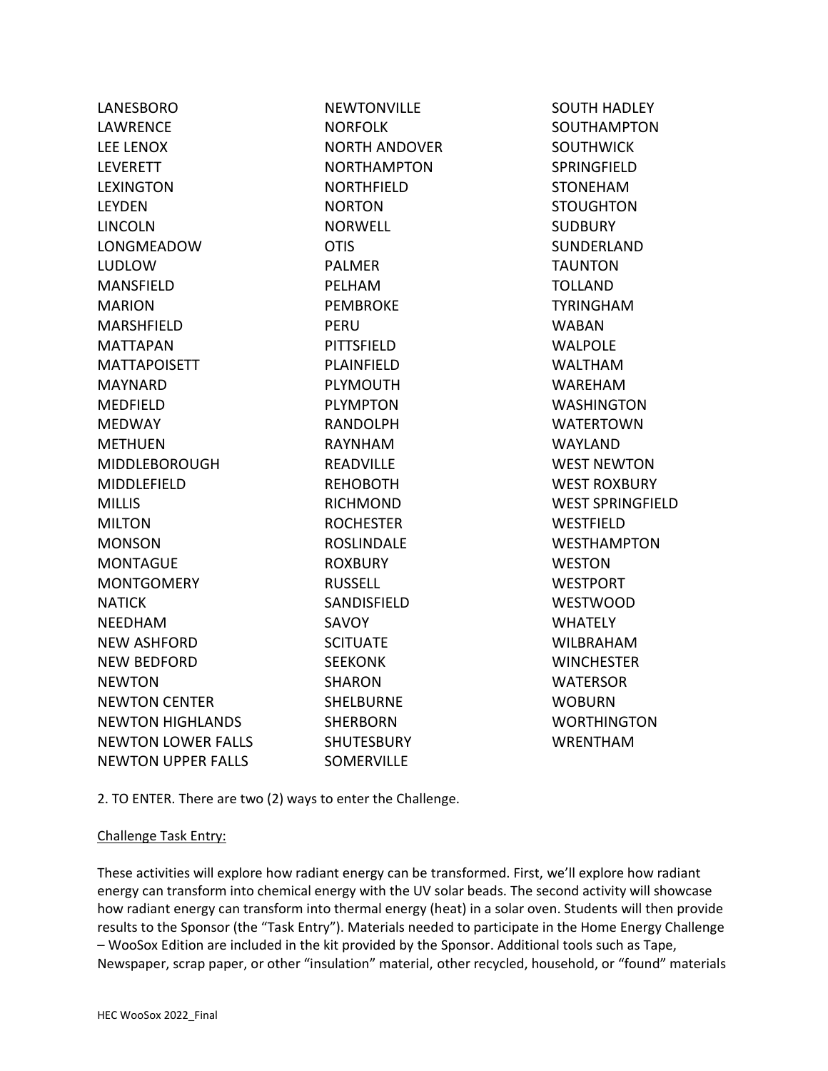LANESBORO
LAWRENCE
LEE LENOX
LEVERETT
LEXINGTON
LEYDEN
LINCOLN
LONGMEADOW
LUDLOW
MANSFIELD
MARION
MARSHFIELD
MATTAPAN
MATTAPOISETT
MAYNARD
MEDFIELD
MEDWAY
METHUEN
MIDDLEBOROUGH
MIDDLEFIELD
MILLIS
MILTON
MONSON
MONTAGUE
MONTGOMERY
NATICK
NEEDHAM
NEW ASHFORD
NEW BEDFORD
NEWTON
NEWTON CENTER
NEWTON HIGHLANDS
NEWTON LOWER FALLS
NEWTON UPPER FALLS
NEWTONVILLE
NORFOLK
NORTH ANDOVER
NORTHAMPTON
NORTHFIELD
NORTON
NORWELL
OTIS
PALMER
PELHAM
PEMBROKE
PERU
PITTSFIELD
PLAINFIELD
PLYMOUTH
PLYMPTON
RANDOLPH
RAYNHAM
READVILLE
REHOBOTH
RICHMOND
ROCHESTER
ROSLINDALE
ROXBURY
RUSSELL
SANDISFIELD
SAVOY
SCITUATE
SEEKONK
SHARON
SHELBURNE
SHERBORN
SHUTESBURY
SOMERVILLE
SOUTH HADLEY
SOUTHAMPTON
SOUTHWICK
SPRINGFIELD
STONEHAM
STOUGHTON
SUDBURY
SUNDERLAND
TAUNTON
TOLLAND
TYRINGHAM
WABAN
WALPOLE
WALTHAM
WAREHAM
WASHINGTON
WATERTOWN
WAYLAND
WEST NEWTON
WEST ROXBURY
WEST SPRINGFIELD
WESTFIELD
WESTHAMPTON
WESTON
WESTPORT
WESTWOOD
WHATELY
WILBRAHAM
WINCHESTER
WATERSOR
WOBURN
WORTHINGTON
WRENTHAM

2. TO ENTER. There are two (2) ways to enter the Challenge.

<u>Challenge Task Entry:</u>

These activities will explore how radiant energy can be transformed. First, we'll explore how radiant energy can transform into chemical energy with the UV solar beads. The second activity will showcase how radiant energy can transform into thermal energy (heat) in a solar oven. Students will then provide results to the Sponsor (the "Task Entry"). Materials needed to participate in the Home Energy Challenge – WooSox Edition are included in the kit provided by the Sponsor. Additional tools such as Tape, Newspaper, scrap paper, or other "insulation" material, other recycled, household, or "found" materials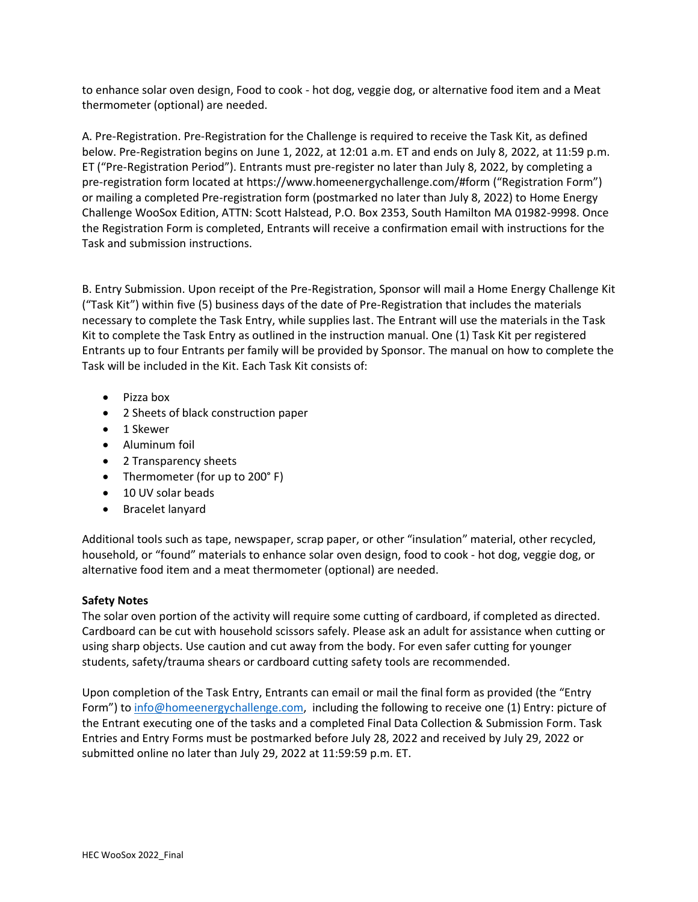to enhance solar oven design, Food to cook - hot dog, veggie dog, or alternative food item and a Meat thermometer (optional) are needed.

A. Pre-Registration. Pre-Registration for the Challenge is required to receive the Task Kit, as defined below. Pre-Registration begins on June 1, 2022, at 12:01 a.m. ET and ends on July 8, 2022, at 11:59 p.m. ET ("Pre-Registration Period"). Entrants must pre-register no later than July 8, 2022, by completing a pre-registration form located at https://www.homeenergychallenge.com/#form ("Registration Form") or mailing a completed Pre-registration form (postmarked no later than July 8, 2022) to Home Energy Challenge WooSox Edition, ATTN: Scott Halstead, P.O. Box 2353, South Hamilton MA 01982-9998. Once the Registration Form is completed, Entrants will receive a confirmation email with instructions for the Task and submission instructions.

B. Entry Submission. Upon receipt of the Pre-Registration, Sponsor will mail a Home Energy Challenge Kit ("Task Kit") within five (5) business days of the date of Pre-Registration that includes the materials necessary to complete the Task Entry, while supplies last. The Entrant will use the materials in the Task Kit to complete the Task Entry as outlined in the instruction manual. One (1) Task Kit per registered Entrants up to four Entrants per family will be provided by Sponsor. The manual on how to complete the Task will be included in the Kit. Each Task Kit consists of:

- Pizza box
- 2 Sheets of black construction paper
- 1 Skewer
- Aluminum foil
- 2 Transparency sheets
- Thermometer (for up to 200° F)
- 10 UV solar beads
- Bracelet lanyard

Additional tools such as tape, newspaper, scrap paper, or other "insulation" material, other recycled, household, or "found" materials to enhance solar oven design, food to cook - hot dog, veggie dog, or alternative food item and a meat thermometer (optional) are needed.

**Safety Notes**
The solar oven portion of the activity will require some cutting of cardboard, if completed as directed. Cardboard can be cut with household scissors safely. Please ask an adult for assistance when cutting or using sharp objects. Use caution and cut away from the body. For even safer cutting for younger students, safety/trauma shears or cardboard cutting safety tools are recommended.

Upon completion of the Task Entry, Entrants can email or mail the final form as provided (the "Entry Form") to info@homeenergychallenge.com, including the following to receive one (1) Entry: picture of the Entrant executing one of the tasks and a completed Final Data Collection & Submission Form. Task Entries and Entry Forms must be postmarked before July 28, 2022 and received by July 29, 2022 or submitted online no later than July 29, 2022 at 11:59:59 p.m. ET.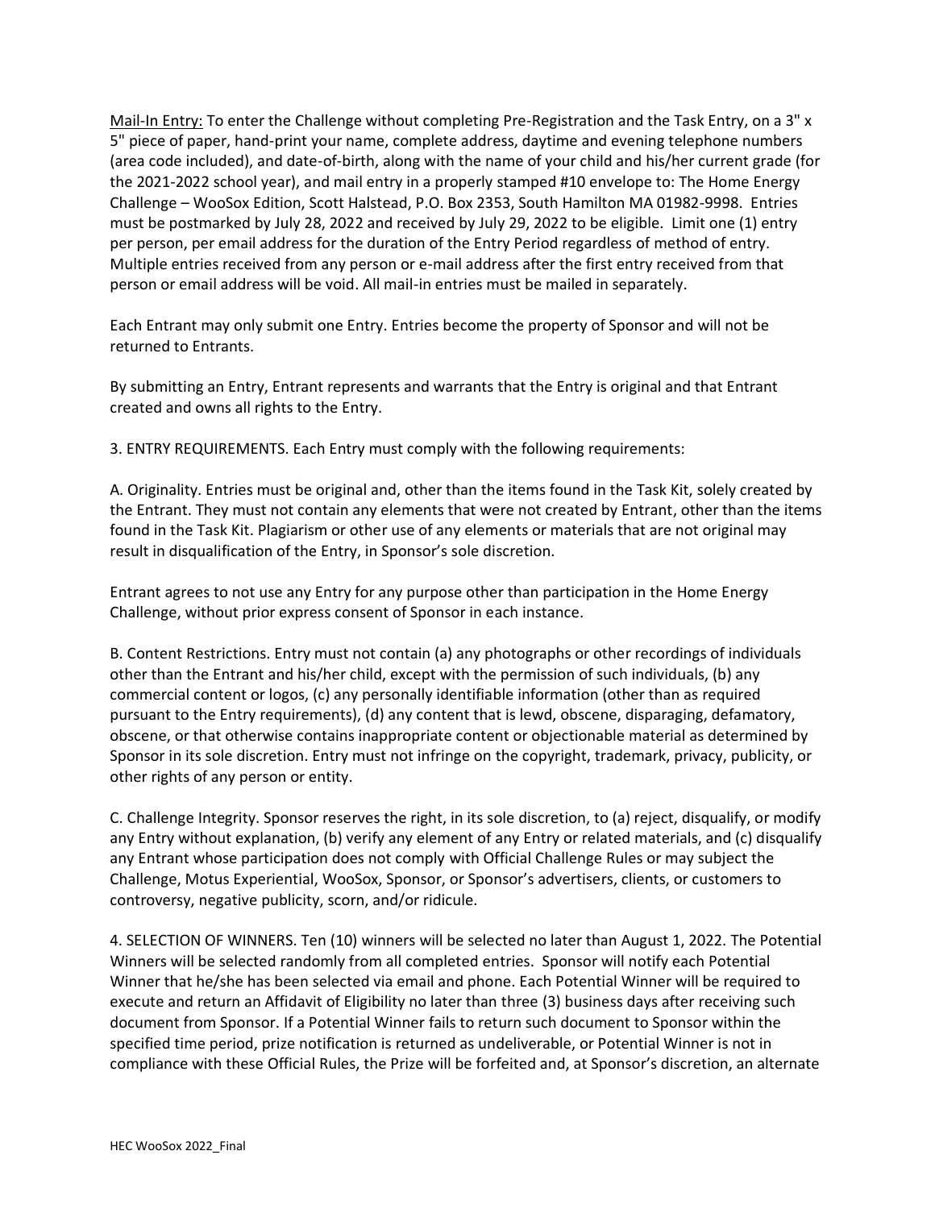Mail-In Entry: To enter the Challenge without completing Pre-Registration and the Task Entry, on a 3" x 5" piece of paper, hand-print your name, complete address, daytime and evening telephone numbers (area code included), and date-of-birth, along with the name of your child and his/her current grade (for the 2021-2022 school year), and mail entry in a properly stamped #10 envelope to: The Home Energy Challenge – WooSox Edition, Scott Halstead, P.O. Box 2353, South Hamilton MA 01982-9998. Entries must be postmarked by July 28, 2022 and received by July 29, 2022 to be eligible. Limit one (1) entry per person, per email address for the duration of the Entry Period regardless of method of entry. Multiple entries received from any person or e-mail address after the first entry received from that person or email address will be void. All mail-in entries must be mailed in separately.

Each Entrant may only submit one Entry. Entries become the property of Sponsor and will not be returned to Entrants.

By submitting an Entry, Entrant represents and warrants that the Entry is original and that Entrant created and owns all rights to the Entry.

3. ENTRY REQUIREMENTS. Each Entry must comply with the following requirements:

A. Originality. Entries must be original and, other than the items found in the Task Kit, solely created by the Entrant. They must not contain any elements that were not created by Entrant, other than the items found in the Task Kit. Plagiarism or other use of any elements or materials that are not original may result in disqualification of the Entry, in Sponsor's sole discretion.

Entrant agrees to not use any Entry for any purpose other than participation in the Home Energy Challenge, without prior express consent of Sponsor in each instance.

B. Content Restrictions. Entry must not contain (a) any photographs or other recordings of individuals other than the Entrant and his/her child, except with the permission of such individuals, (b) any commercial content or logos, (c) any personally identifiable information (other than as required pursuant to the Entry requirements), (d) any content that is lewd, obscene, disparaging, defamatory, obscene, or that otherwise contains inappropriate content or objectionable material as determined by Sponsor in its sole discretion. Entry must not infringe on the copyright, trademark, privacy, publicity, or other rights of any person or entity.

C. Challenge Integrity. Sponsor reserves the right, in its sole discretion, to (a) reject, disqualify, or modify any Entry without explanation, (b) verify any element of any Entry or related materials, and (c) disqualify any Entrant whose participation does not comply with Official Challenge Rules or may subject the Challenge, Motus Experiential, WooSox, Sponsor, or Sponsor's advertisers, clients, or customers to controversy, negative publicity, scorn, and/or ridicule.

4. SELECTION OF WINNERS. Ten (10) winners will be selected no later than August 1, 2022. The Potential Winners will be selected randomly from all completed entries. Sponsor will notify each Potential Winner that he/she has been selected via email and phone. Each Potential Winner will be required to execute and return an Affidavit of Eligibility no later than three (3) business days after receiving such document from Sponsor. If a Potential Winner fails to return such document to Sponsor within the specified time period, prize notification is returned as undeliverable, or Potential Winner is not in compliance with these Official Rules, the Prize will be forfeited and, at Sponsor's discretion, an alternate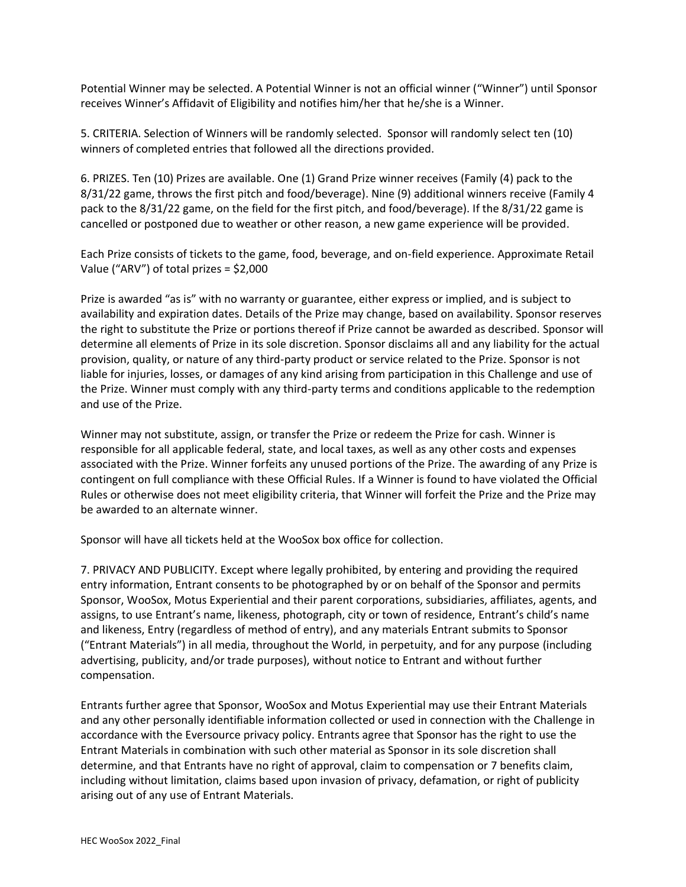Potential Winner may be selected. A Potential Winner is not an official winner ("Winner") until Sponsor receives Winner's Affidavit of Eligibility and notifies him/her that he/she is a Winner.

5. CRITERIA. Selection of Winners will be randomly selected. Sponsor will randomly select ten (10) winners of completed entries that followed all the directions provided.

6. PRIZES. Ten (10) Prizes are available. One (1) Grand Prize winner receives (Family (4) pack to the 8/31/22 game, throws the first pitch and food/beverage). Nine (9) additional winners receive (Family 4 pack to the 8/31/22 game, on the field for the first pitch, and food/beverage). If the 8/31/22 game is cancelled or postponed due to weather or other reason, a new game experience will be provided.

Each Prize consists of tickets to the game, food, beverage, and on-field experience. Approximate Retail Value ("ARV") of total prizes = $2,000

Prize is awarded "as is" with no warranty or guarantee, either express or implied, and is subject to availability and expiration dates. Details of the Prize may change, based on availability. Sponsor reserves the right to substitute the Prize or portions thereof if Prize cannot be awarded as described. Sponsor will determine all elements of Prize in its sole discretion. Sponsor disclaims all and any liability for the actual provision, quality, or nature of any third-party product or service related to the Prize. Sponsor is not liable for injuries, losses, or damages of any kind arising from participation in this Challenge and use of the Prize. Winner must comply with any third-party terms and conditions applicable to the redemption and use of the Prize.

Winner may not substitute, assign, or transfer the Prize or redeem the Prize for cash. Winner is responsible for all applicable federal, state, and local taxes, as well as any other costs and expenses associated with the Prize. Winner forfeits any unused portions of the Prize. The awarding of any Prize is contingent on full compliance with these Official Rules. If a Winner is found to have violated the Official Rules or otherwise does not meet eligibility criteria, that Winner will forfeit the Prize and the Prize may be awarded to an alternate winner.

Sponsor will have all tickets held at the WooSox box office for collection.

7. PRIVACY AND PUBLICITY. Except where legally prohibited, by entering and providing the required entry information, Entrant consents to be photographed by or on behalf of the Sponsor and permits Sponsor, WooSox, Motus Experiential and their parent corporations, subsidiaries, affiliates, agents, and assigns, to use Entrant's name, likeness, photograph, city or town of residence, Entrant's child's name and likeness, Entry (regardless of method of entry), and any materials Entrant submits to Sponsor ("Entrant Materials") in all media, throughout the World, in perpetuity, and for any purpose (including advertising, publicity, and/or trade purposes), without notice to Entrant and without further compensation.

Entrants further agree that Sponsor, WooSox and Motus Experiential may use their Entrant Materials and any other personally identifiable information collected or used in connection with the Challenge in accordance with the Eversource privacy policy. Entrants agree that Sponsor has the right to use the Entrant Materials in combination with such other material as Sponsor in its sole discretion shall determine, and that Entrants have no right of approval, claim to compensation or 7 benefits claim, including without limitation, claims based upon invasion of privacy, defamation, or right of publicity arising out of any use of Entrant Materials.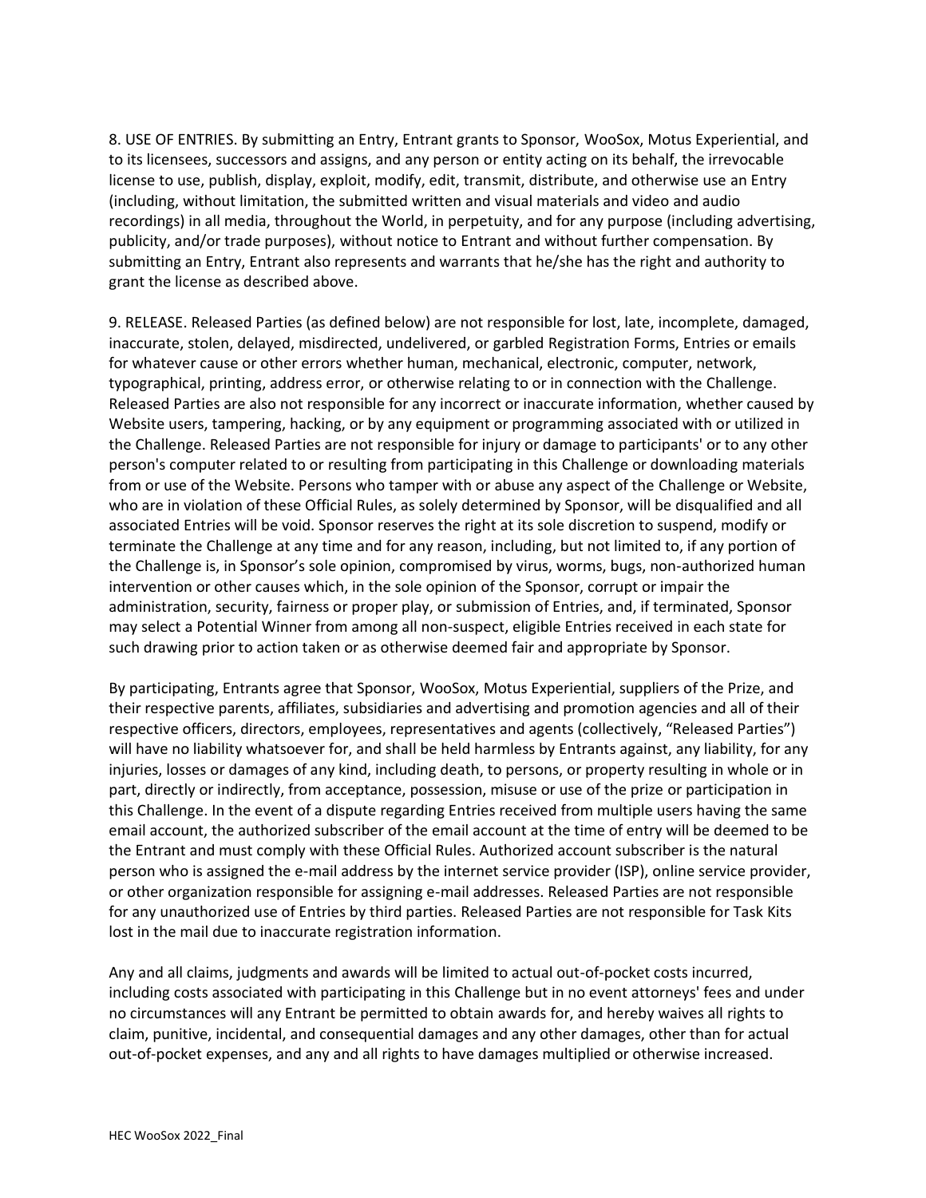8. USE OF ENTRIES. By submitting an Entry, Entrant grants to Sponsor, WooSox, Motus Experiential, and to its licensees, successors and assigns, and any person or entity acting on its behalf, the irrevocable license to use, publish, display, exploit, modify, edit, transmit, distribute, and otherwise use an Entry (including, without limitation, the submitted written and visual materials and video and audio recordings) in all media, throughout the World, in perpetuity, and for any purpose (including advertising, publicity, and/or trade purposes), without notice to Entrant and without further compensation. By submitting an Entry, Entrant also represents and warrants that he/she has the right and authority to grant the license as described above.

9. RELEASE. Released Parties (as defined below) are not responsible for lost, late, incomplete, damaged, inaccurate, stolen, delayed, misdirected, undelivered, or garbled Registration Forms, Entries or emails for whatever cause or other errors whether human, mechanical, electronic, computer, network, typographical, printing, address error, or otherwise relating to or in connection with the Challenge. Released Parties are also not responsible for any incorrect or inaccurate information, whether caused by Website users, tampering, hacking, or by any equipment or programming associated with or utilized in the Challenge. Released Parties are not responsible for injury or damage to participants' or to any other person's computer related to or resulting from participating in this Challenge or downloading materials from or use of the Website. Persons who tamper with or abuse any aspect of the Challenge or Website, who are in violation of these Official Rules, as solely determined by Sponsor, will be disqualified and all associated Entries will be void. Sponsor reserves the right at its sole discretion to suspend, modify or terminate the Challenge at any time and for any reason, including, but not limited to, if any portion of the Challenge is, in Sponsor's sole opinion, compromised by virus, worms, bugs, non-authorized human intervention or other causes which, in the sole opinion of the Sponsor, corrupt or impair the administration, security, fairness or proper play, or submission of Entries, and, if terminated, Sponsor may select a Potential Winner from among all non-suspect, eligible Entries received in each state for such drawing prior to action taken or as otherwise deemed fair and appropriate by Sponsor.

By participating, Entrants agree that Sponsor, WooSox, Motus Experiential, suppliers of the Prize, and their respective parents, affiliates, subsidiaries and advertising and promotion agencies and all of their respective officers, directors, employees, representatives and agents (collectively, "Released Parties") will have no liability whatsoever for, and shall be held harmless by Entrants against, any liability, for any injuries, losses or damages of any kind, including death, to persons, or property resulting in whole or in part, directly or indirectly, from acceptance, possession, misuse or use of the prize or participation in this Challenge. In the event of a dispute regarding Entries received from multiple users having the same email account, the authorized subscriber of the email account at the time of entry will be deemed to be the Entrant and must comply with these Official Rules. Authorized account subscriber is the natural person who is assigned the e-mail address by the internet service provider (ISP), online service provider, or other organization responsible for assigning e-mail addresses. Released Parties are not responsible for any unauthorized use of Entries by third parties. Released Parties are not responsible for Task Kits lost in the mail due to inaccurate registration information.

Any and all claims, judgments and awards will be limited to actual out-of-pocket costs incurred, including costs associated with participating in this Challenge but in no event attorneys' fees and under no circumstances will any Entrant be permitted to obtain awards for, and hereby waives all rights to claim, punitive, incidental, and consequential damages and any other damages, other than for actual out-of-pocket expenses, and any and all rights to have damages multiplied or otherwise increased.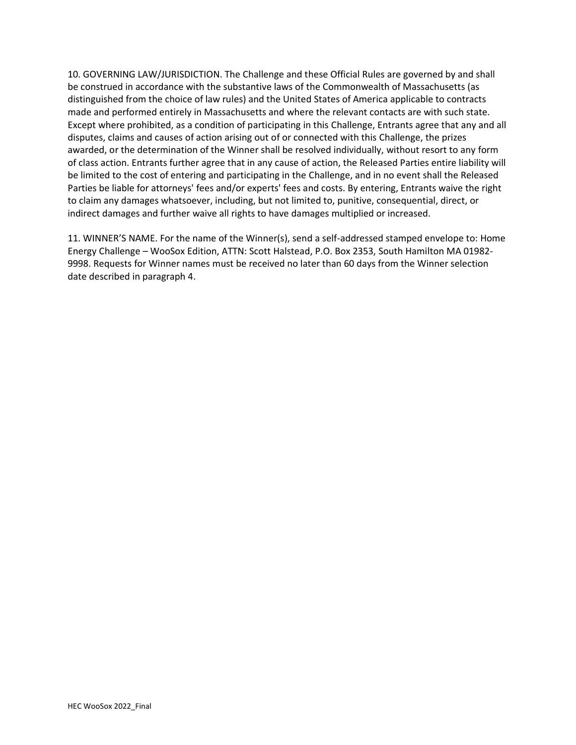10. GOVERNING LAW/JURISDICTION. The Challenge and these Official Rules are governed by and shall be construed in accordance with the substantive laws of the Commonwealth of Massachusetts (as distinguished from the choice of law rules) and the United States of America applicable to contracts made and performed entirely in Massachusetts and where the relevant contacts are with such state. Except where prohibited, as a condition of participating in this Challenge, Entrants agree that any and all disputes, claims and causes of action arising out of or connected with this Challenge, the prizes awarded, or the determination of the Winner shall be resolved individually, without resort to any form of class action. Entrants further agree that in any cause of action, the Released Parties entire liability will be limited to the cost of entering and participating in the Challenge, and in no event shall the Released Parties be liable for attorneys' fees and/or experts' fees and costs. By entering, Entrants waive the right to claim any damages whatsoever, including, but not limited to, punitive, consequential, direct, or indirect damages and further waive all rights to have damages multiplied or increased.

11. WINNER'S NAME. For the name of the Winner(s), send a self-addressed stamped envelope to: Home Energy Challenge – WooSox Edition, ATTN: Scott Halstead, P.O. Box 2353, South Hamilton MA 01982-9998. Requests for Winner names must be received no later than 60 days from the Winner selection date described in paragraph 4.